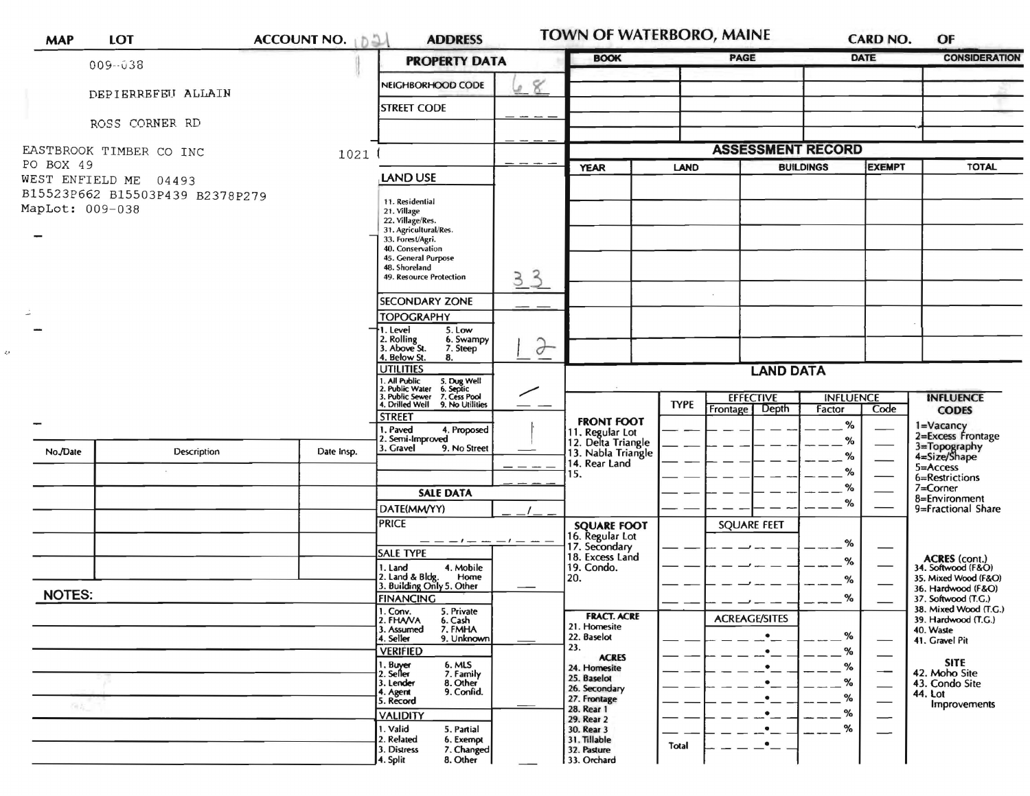| MAP | LOT | ACCOUNT NO. 1021 | ADDRESS | TOWN OF WATERBORO, MAINE | CARD NO. | OF |
|---|---|---|---|---|---|---|

009-038

DEPIERREFEU ALLAIN

ROSS CORNER RD

EASTBROOK TIMBER CO INC 1021
PO BOX 49
WEST ENFIELD ME 04493
B15523P662 B15503P439 B2378P279
MapLot: 009-038

## PROPERTY DATA

| Field | Value |
|---|---|
| NEIGHBORHOOD CODE | 68 |
| STREET CODE | |
| LAND USE (11. Residential, 21. Village, 22. Village/Res., 31. Agricultural/Res., 33. Forest/Agri., 40. Conservation, 45. General Purpose, 48. Shoreland, 49. Resource Protection) | 33 |
| SECONDARY ZONE | |
| TOPOGRAPHY (1. Level, 2. Rolling, 3. Above St., 4. Below St., 5. Low, 6. Swampy, 7. Steep, 8.) | 1 2 |
| UTILITIES (1. All Public, 2. Public Water, 3. Public Sewer, 4. Drilled Well, 5. Dug Well, 6. Septic, 7. Cess Pool, 9. No Utilities) | / |
| STREET (1. Paved, 2. Semi-Improved, 3. Gravel, 4. Proposed, 9. No Street) | 1 |

## SALE DATA

| Field | Value |
|---|---|
| DATE(MM/YY) | |
| PRICE | |
| SALE TYPE (1. Land, 2. Land & Bldg., 3. Building Only, 4. Mobile Home, 5. Other) | |
| FINANCING (1. Conv., 2. FHA/VA, 3. Assumed, 4. Seller, 5. Private, 6. Cash, 7. FMHA, 9. Unknown) | |
| VERIFIED (1. Buyer, 2. Seller, 3. Lender, 4. Agent, 5. Record, 6. MLS, 7. Family, 8. Other, 9. Confid.) | |
| VALIDITY (1. Valid, 2. Related, 3. Distress, 4. Split, 5. Partial, 6. Exempt, 7. Changed, 8. Other) | |

| BOOK | PAGE | DATE | CONSIDERATION |
|---|---|---|---|
| | | | |

## ASSESSMENT RECORD

| YEAR | LAND | BUILDINGS | EXEMPT | TOTAL |
|---|---|---|---|---|
| | | | | |

## LAND DATA

| | TYPE | EFFECTIVE Frontage | EFFECTIVE Depth | INFLUENCE Factor | INFLUENCE Code |
|---|---|---|---|---|---|
| FRONT FOOT: 11. Regular Lot, 12. Delta Triangle, 13. Nabla Triangle, 14. Rear Land, 15. | | | | % | |
| SQUARE FOOT: 16. Regular Lot, 17. Secondary, 18. Excess Land, 19. Condo., 20. | | SQUARE FEET | | % | |
| FRACT. ACRE: 21. Homesite, 22. Baselot, 23. ACRES: 24. Homesite, 25. Baselot, 26. Secondary, 27. Frontage, 28. Rear 1, 29. Rear 2, 30. Rear 3, 31. Tillable, 32. Pasture, 33. Orchard | | ACREAGE/SITES | | % | |
| Total | | | | | |

**INFLUENCE CODES**
1=Vacancy
2=Excess Frontage
3=Topography
4=Size/Shape
5=Access
6=Restrictions
7=Corner
8=Environment
9=Fractional Share

**ACRES (cont.)**
34. Softwood (F&O)
35. Mixed Wood (F&O)
36. Hardwood (F&O)
37. Softwood (T.G.)
38. Mixed Wood (T.G.)
39. Hardwood (T.G.)
40. Waste
41. Gravel Pit

**SITE**
42. Moho Site
43. Condo Site
44. Lot Improvements

| No./Date | Description | Date Insp. |
|---|---|---|
| | | |

**NOTES:**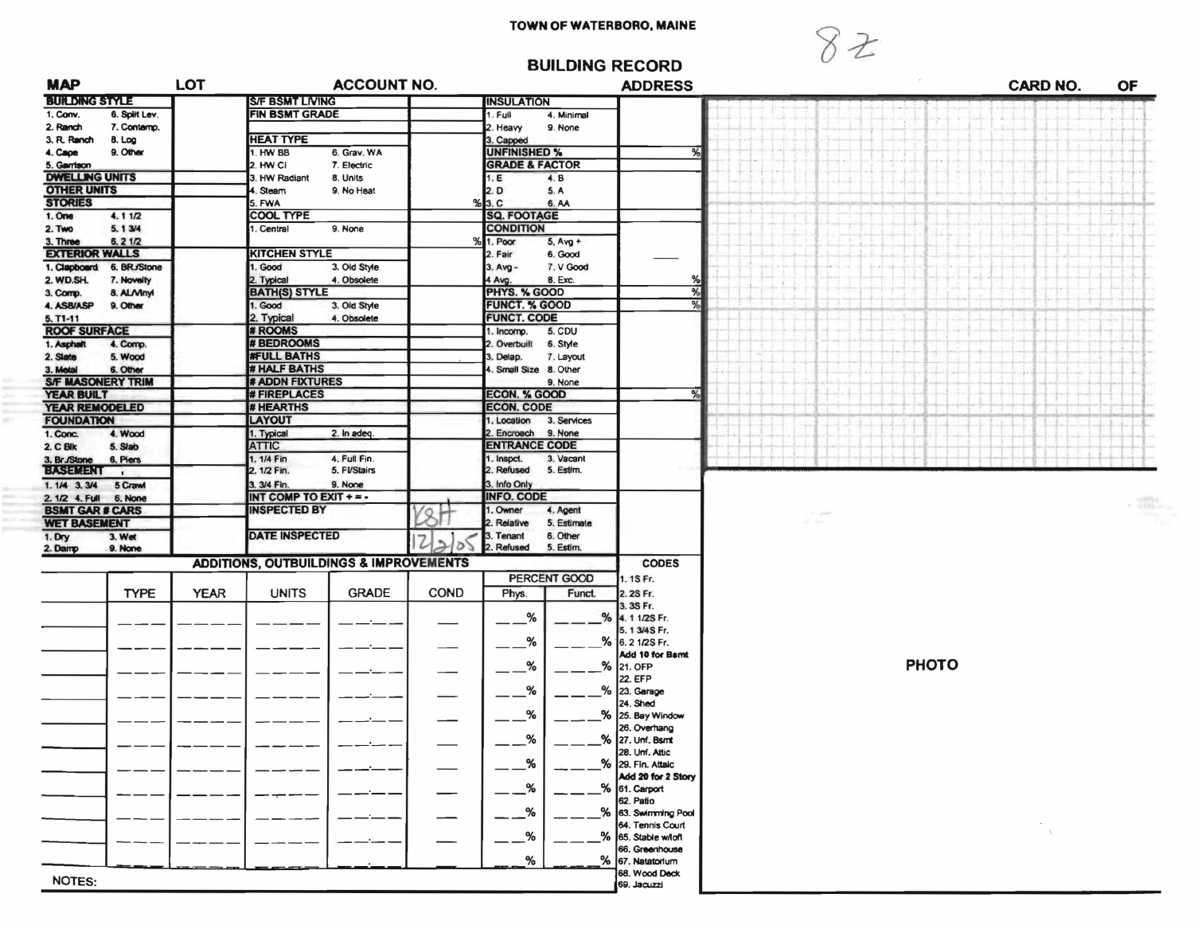TOWN OF WATERBORO, MAINE

8Z

## BUILDING RECORD

| MAP | LOT | ACCOUNT NO. | ADDRESS | CARD NO. | OF |
|---|---|---|---|---|---|
| | | | | | |

| | | | | | |
|---|---|---|---|---|---|
| **BUILDING STYLE** 1. Conv. 6. Split Lev. 2. Ranch 7. Contemp. 3. R. Ranch 8. Log 4. Cape 9. Other 5. Garrison | | **S/F BSMT LIVING** | | **INSULATION** 1. Full 4. Minimal 2. Heavy 9. None 3. Capped | |
| **DWELLING UNITS** | | **FIN BSMT GRADE** | | **UNFINISHED %** | % |
| **OTHER UNITS** | | **HEAT TYPE** 1. HW BB 6. Grav. WA 2. HW CI 7. Electric 3. HW Radiant 8. Units 4. Steam 9. No Heat 5. FWA | % | **GRADE & FACTOR** 1. E 4. B 2. D 5. A 3. C 6. AA | |
| **STORIES** 1. One 4. 1 1/2 2. Two 5. 1 3/4 3. Three 6. 2 1/2 | | **COOL TYPE** 1. Central 9. None | % | **SQ. FOOTAGE** | |
| **EXTERIOR WALLS** 1. Clapboard 6. BR./Stone 2. WD.SH. 7. Novelty 3. Comp. 8. AL/Vinyl 4. ASB/ASP 9. Other 5. T1-11 | | **KITCHEN STYLE** 1. Good 3. Old Style 2. Typical 4. Obsolete | | **CONDITION** 1. Poor 5. Avg + 2. Fair 6. Good 3. Avg - 7. V Good 4. Avg. 8. Exc. | |
| | | **BATH(S) STYLE** 1. Good 3. Old Style 2. Typical 4. Obsolete | | **PHYS. % GOOD** | % |
| | | | | **FUNCT. % GOOD** | % |
| **ROOF SURFACE** 1. Asphalt 4. Comp. 2. Slate 5. Wood 3. Metal 6. Other | | **# ROOMS** | | **FUNCT. CODE** 1. Incomp. 5. CDU 2. Overbuilt 6. Style 3. Delap. 7. Layout 4. Small Size 8. Other 9. None | |
| | | **# BEDROOMS** | | | |
| | | **#FULL BATHS** | | | |
| | | **# HALF BATHS** | | | |
| **S/F MASONERY TRIM** | | **# ADDN FIXTURES** | | | |
| **YEAR BUILT** | | **# FIREPLACES** | | **ECON. % GOOD** | % |
| **YEAR REMODELED** | | **# HEARTHS** | | **ECON. CODE** 1. Location 3. Services 2. Encroach 9. None | |
| **FOUNDATION** 1. Conc. 4. Wood 2. C Blk 5. Slab 3. Br./Stone 6. Piers | | **LAYOUT** 1. Typical 2. In adeq. | | | |
| | | **ATTIC** 1. 1/4 Fin 4. Full Fin. 2. 1/2 Fin. 5. Fl/Stairs 3. 3/4 Fin. 9. None | | **ENTRANCE CODE** 1. Inspct. 3. Vacant 2. Refused 5. Estim. 3. Info Only | |
| **BASEMENT** 1. 1/4 3. 3/4 5 Crawl 2. 1/2 4. Full 6. None | | | | | |
| **BSMT GAR # CARS** | | **INT COMP TO EXIT + = -** | | **INFO. CODE** 1. Owner 4. Agent 2. Relative 5. Estimate 3. Tenant 6. Other 2. Refused 5. Estim. | |
| **WET BASEMENT** 1. Dry 3. Wet 2. Damp 9. None | | **INSPECTED BY** | KSH | | |
| | | **DATE INSPECTED** | 12/2/05 | | |

### ADDITIONS, OUTBUILDINGS & IMPROVEMENTS

| | TYPE | YEAR | UNITS | GRADE | COND | PERCENT GOOD Phys. | Funct. |
|---|---|---|---|---|---|---|---|
| | | | | | | % | % |
| | | | | | | % | % |
| | | | | | | % | % |
| | | | | | | % | % |
| | | | | | | % | % |
| | | | | | | % | % |
| | | | | | | % | % |
| | | | | | | % | % |
| | | | | | | % | % |
| | | | | | | % | % |
| | | | | | | % | % |

**CODES**
1. 1S Fr.
2. 2S Fr.
3. 3S Fr.
4. 1 1/2S Fr.
5. 1 3/4S Fr.
6. 2 1/2S Fr.
**Add 10 for Bsmt**
21. OFP
22. EFP
23. Garage
24. Shed
25. Bay Window
26. Overhang
27. Unf. Bsmt
28. Unf. Attic
29. Fin. Attaic
**Add 20 for 2 Story**
61. Carport
62. Patio
63. Swimming Pool
64. Tennis Court
65. Stable w/loft
66. Greenhouse
67. Natatorium
68. Wood Deck
69. Jacuzzi

NOTES:

PHOTO